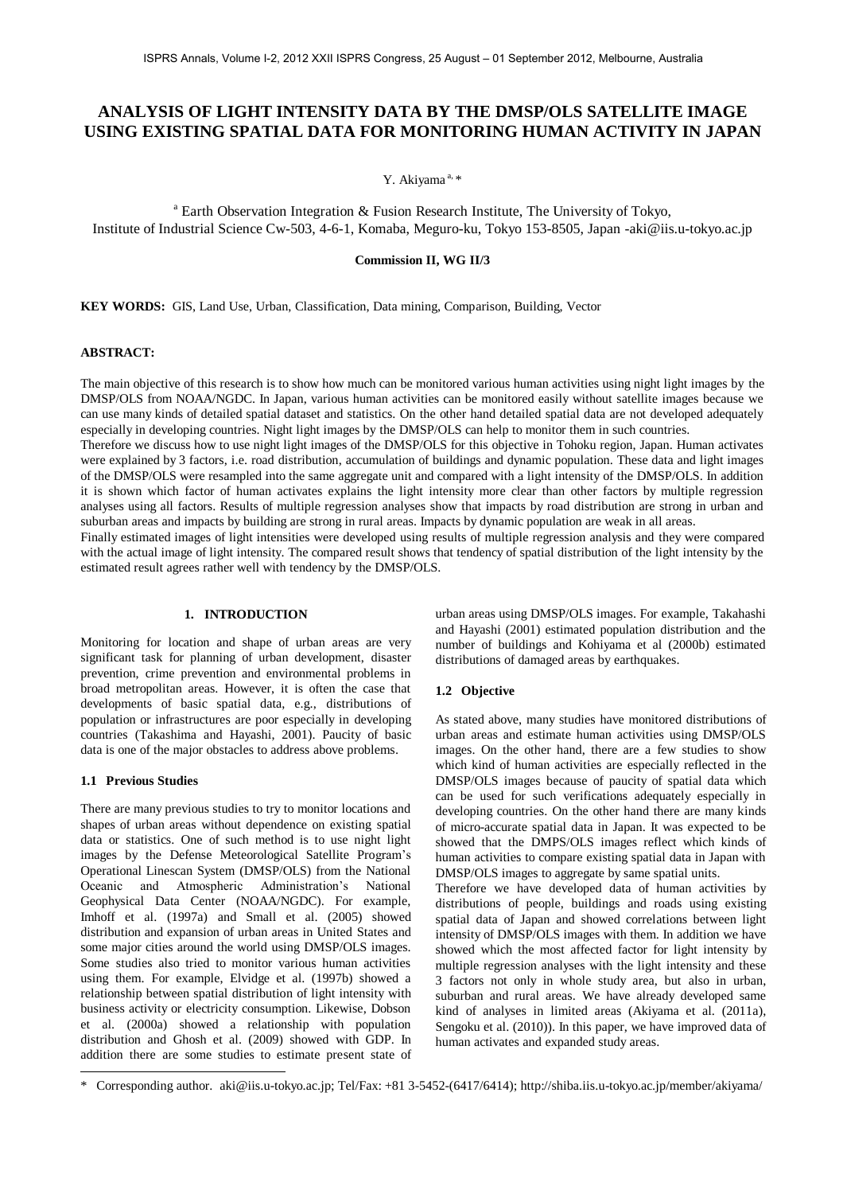# ANALYSIS OF LIGHT INTENSITY DATA BY THE DMSP/OLS SATELLITE IMAGE USING EXISTING SPATIAL DATA FOR MONITORING HUMAN ACTIVITY IN JAPAN

Y. Akiyama [a, *]

[a] Earth Observation Integration & Fusion Research Institute, The University of Tokyo, Institute of Industrial Science Cw-503, 4-6-1, Komaba, Meguro-ku, Tokyo 153-8505, Japan -aki@iis.u-tokyo.ac.jp

**Commission II, WG II/3**

**KEY WORDS:** GIS, Land Use, Urban, Classification, Data mining, Comparison, Building, Vector

**ABSTRACT:**

The main objective of this research is to show how much can be monitored various human activities using night light images by the DMSP/OLS from NOAA/NGDC. In Japan, various human activities can be monitored easily without satellite images because we can use many kinds of detailed spatial dataset and statistics. On the other hand detailed spatial data are not developed adequately especially in developing countries. Night light images by the DMSP/OLS can help to monitor them in such countries.

Therefore we discuss how to use night light images of the DMSP/OLS for this objective in Tohoku region, Japan. Human activates were explained by 3 factors, i.e. road distribution, accumulation of buildings and dynamic population. These data and light images of the DMSP/OLS were resampled into the same aggregate unit and compared with a light intensity of the DMSP/OLS. In addition it is shown which factor of human activates explains the light intensity more clear than other factors by multiple regression analyses using all factors. Results of multiple regression analyses show that impacts by road distribution are strong in urban and suburban areas and impacts by building are strong in rural areas. Impacts by dynamic population are weak in all areas.

Finally estimated images of light intensities were developed using results of multiple regression analysis and they were compared with the actual image of light intensity. The compared result shows that tendency of spatial distribution of the light intensity by the estimated result agrees rather well with tendency by the DMSP/OLS.

## 1. INTRODUCTION

Monitoring for location and shape of urban areas are very significant task for planning of urban development, disaster prevention, crime prevention and environmental problems in broad metropolitan areas. However, it is often the case that developments of basic spatial data, e.g., distributions of population or infrastructures are poor especially in developing countries (Takashima and Hayashi, 2001). Paucity of basic data is one of the major obstacles to address above problems.

### 1.1 Previous Studies

There are many previous studies to try to monitor locations and shapes of urban areas without dependence on existing spatial data or statistics. One of such method is to use night light images by the Defense Meteorological Satellite Program's Operational Linescan System (DMSP/OLS) from the National Oceanic and Atmospheric Administration's National Geophysical Data Center (NOAA/NGDC). For example, Imhoff et al. (1997a) and Small et al. (2005) showed distribution and expansion of urban areas in United States and some major cities around the world using DMSP/OLS images. Some studies also tried to monitor various human activities using them. For example, Elvidge et al. (1997b) showed a relationship between spatial distribution of light intensity with business activity or electricity consumption. Likewise, Dobson et al. (2000a) showed a relationship with population distribution and Ghosh et al. (2009) showed with GDP. In addition there are some studies to estimate present state of urban areas using DMSP/OLS images. For example, Takahashi and Hayashi (2001) estimated population distribution and the number of buildings and Kohiyama et al (2000b) estimated distributions of damaged areas by earthquakes.

### 1.2 Objective

As stated above, many studies have monitored distributions of urban areas and estimate human activities using DMSP/OLS images. On the other hand, there are a few studies to show which kind of human activities are especially reflected in the DMSP/OLS images because of paucity of spatial data which can be used for such verifications adequately especially in developing countries. On the other hand there are many kinds of micro-accurate spatial data in Japan. It was expected to be showed that the DMPS/OLS images reflect which kinds of human activities to compare existing spatial data in Japan with DMSP/OLS images to aggregate by same spatial units.

Therefore we have developed data of human activities by distributions of people, buildings and roads using existing spatial data of Japan and showed correlations between light intensity of DMSP/OLS images with them. In addition we have showed which the most affected factor for light intensity by multiple regression analyses with the light intensity and these 3 factors not only in whole study area, but also in urban, suburban and rural areas. We have already developed same kind of analyses in limited areas (Akiyama et al. (2011a), Sengoku et al. (2010)). In this paper, we have improved data of human activates and expanded study areas.

---

* Corresponding author. aki@iis.u-tokyo.ac.jp; Tel/Fax: +81 3-5452-(6417/6414); http://shiba.iis.u-tokyo.ac.jp/member/akiyama/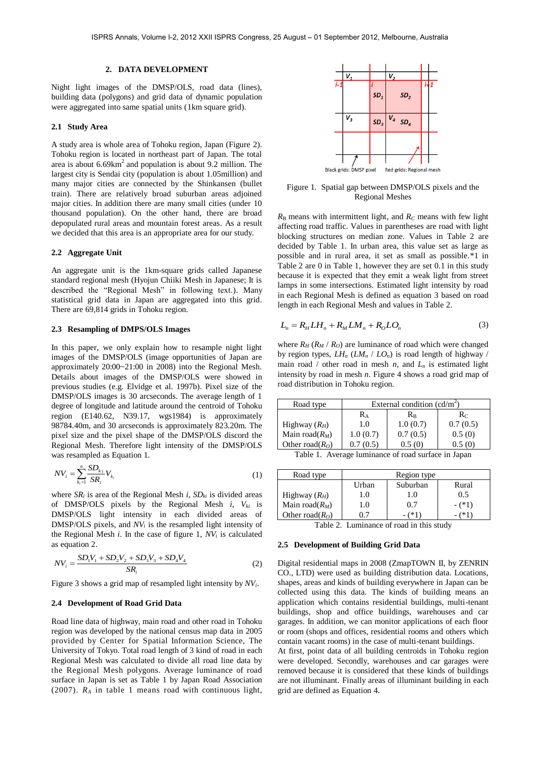## 2. DATA DEVELOPMENT

Night light images of the DMSP/OLS, road data (lines), building data (polygons) and grid data of dynamic population were aggregated into same spatial units (1km square grid).

### 2.1 Study Area

A study area is whole area of Tohoku region, Japan (Figure 2). Tohoku region is located in northeast part of Japan. The total area is about 6.69km$^2$ and population is about 9.2 million. The largest city is Sendai city (population is about 1.05million) and many major cities are connected by the Shinkansen (bullet train). There are relatively broad suburban areas adjoined major cities. In addition there are many small cities (under 10 thousand population). On the other hand, there are broad depopulated rural areas and mountain forest areas. As a result we decided that this area is an appropriate area for our study.

### 2.2 Aggregate Unit

An aggregate unit is the 1km-square grids called Japanese standard regional mesh (Hyojun Chiiki Mesh in Japanese; It is described the "Regional Mesh" in following text.). Many statistical grid data in Japan are aggregated into this grid. There are 69,814 grids in Tohoku region.

### 2.3 Resampling of DMPS/OLS Images

In this paper, we only explain how to resample night light images of the DMSP/OLS (image opportunities of Japan are approximately 20:00~21:00 in 2008) into the Regional Mesh. Details about images of the DMSP/OLS were showed in previous studies (e.g. Elvidge et al. 1997b). Pixel size of the DMSP/OLS images is 30 arcseconds. The average length of 1 degree of longitude and latitude around the centroid of Tohoku region (E140.62, N39.17, wgs1984) is approximately 98784.40m, and 30 arcseconds is approximately 823.20m. The pixel size and the pixel shape of the DMSP/OLS discord the Regional Mesh. Therefore light intensity of the DMSP/OLS was resampled as Equation 1.

$$NV_i = \sum_{k_i=1}^{n} \frac{SD_{k_i}}{SR_i} V_{k_i} \tag{1}$$

where $SR_i$ is area of the Regional Mesh $i$, $SD_{ki}$ is divided areas of DMSP/OLS pixels by the Regional Mesh $i$, $V_{ki}$ is DMSP/OLS light intensity in each divided areas of DMSP/OLS pixels, and $NV_i$ is the resampled light intensity of the Regional Mesh $i$. In the case of figure 1, $NV_i$ is calculated as equation 2.

$$NV_i = \frac{SD_1V_1 + SD_2V_2 + SD_3V_3 + SD_4V_4}{SR_i} \tag{2}$$

Figure 3 shows a grid map of resampled light intensity by $NV_i$.

### 2.4 Development of Road Grid Data

Road line data of highway, main road and other road in Tohoku region was developed by the national census map data in 2005 provided by Center for Spatial Information Science, The University of Tokyo. Total road length of 3 kind of road in each Regional Mesh was calculated to divide all road line data by the Regional Mesh polygons. Average luminance of road surface in Japan is set as Table 1 by Japan Road Association (2007). $R_A$ in table 1 means road with continuous light, $R_B$ means with intermittent light, and $R_C$ means with few light affecting road traffic. Values in parentheses are road with light blocking structures on median zone. Values in Table 2 are decided by Table 1. In urban area, this value set as large as possible and in rural area, it set as small as possible.*1 in Table 2 are 0 in Table 1, however they are set 0.1 in this study because it is expected that they emit a weak light from street lamps in some intersections. Estimated light intensity by road in each Regional Mesh is defined as equation 3 based on road length in each Regional Mesh and values in Table 2.

Figure 1. Spatial gap between DMSP/OLS pixels and the Regional Meshes

$$L_n = R_H LH_n + R_M LM_n + R_O LO_n \tag{3}$$

where $R_H$ ($R_M$ / $R_O$) are luminance of road which were changed by region types, $LH_n$ ($LM_n$ / $LO_n$) is road length of highway / main road / other road in mesh $n$, and $L_n$ is estimated light intensity by road in mesh $n$. Figure 4 shows a road grid map of road distribution in Tohoku region.

| Road type | External condition (cd/m$^2$) | | |
|---|---|---|---|
| | $R_A$ | $R_B$ | $R_C$ |
| Highway ($R_H$) | 1.0 | 1.0 (0.7) | 0.7 (0.5) |
| Main road($R_M$) | 1.0 (0.7) | 0.7 (0.5) | 0.5 (0) |
| Other road($R_O$) | 0.7 (0.5) | 0.5 (0) | 0.5 (0) |

Table 1. Average luminance of road surface in Japan

| Road type | Region type | | |
|---|---|---|---|
| | Urban | Suburban | Rural |
| Highway ($R_H$) | 1.0 | 1.0 | 0.5 |
| Main road($R_M$) | 1.0 | 0.7 | - (*1) |
| Other road($R_O$) | 0.7 | - (*1) | - (*1) |

Table 2. Luminance of road in this study

### 2.5 Development of Building Grid Data

Digital residential maps in 2008 (ZmapTOWN II, by ZENRIN CO., LTD) were used as building distribution data. Locations, shapes, areas and kinds of building everywhere in Japan can be collected using this data. The kinds of building means an application which contains residential buildings, multi-tenant buildings, shop and office buildings, warehouses and car garages. In addition, we can monitor applications of each floor or room (shops and offices, residential rooms and others which contain vacant rooms) in the case of multi-tenant buildings.

At first, point data of all building centroids in Tohoku region were developed. Secondly, warehouses and car garages were removed because it is considered that these kinds of buildings are not illuminant. Finally areas of illuminant building in each grid are defined as Equation 4.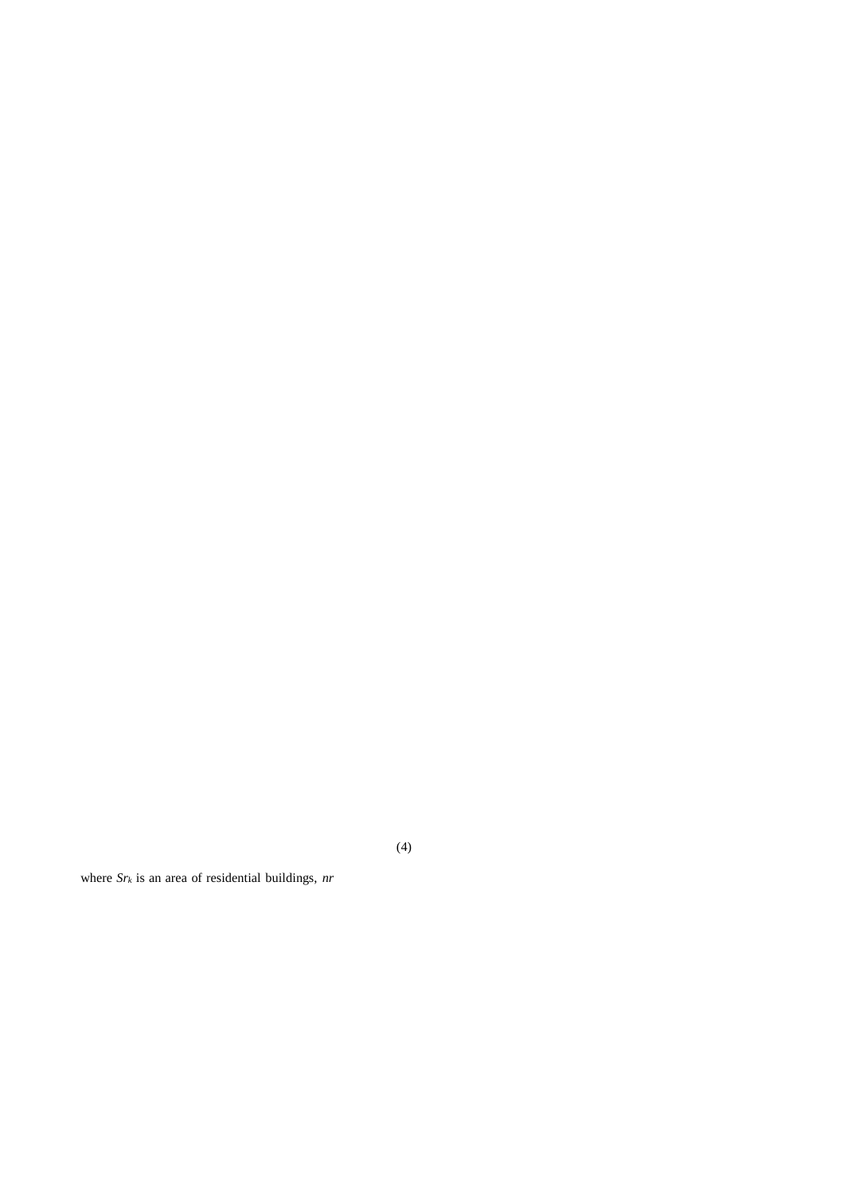(4)

where $Sr_k$ is an area of residential buildings, $nr$